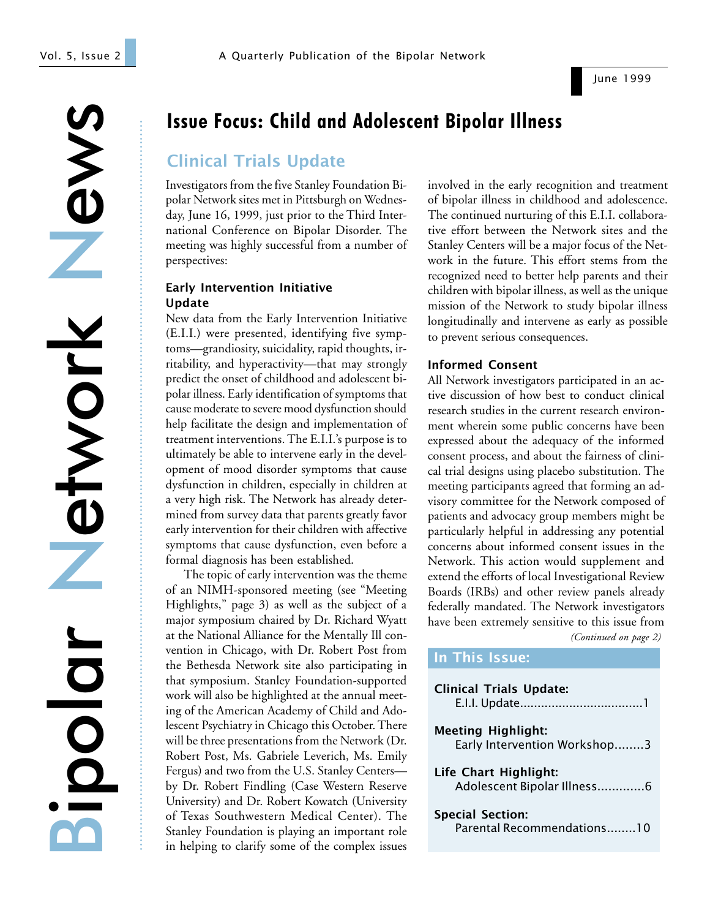# Bipolar Network News

A Quarterly Publication of the Bipolar Network

June 1999

## Issue Focus: Child and Adolescent Bipolar Illness

### Clinical Trials Update

Investigators from the five Stanley Foundation Bipolar Network sites met in Pittsburgh on Wednesday, June 16, 1999, just prior to the Third International Conference on Bipolar Disorder. The meeting was highly successful from a number of perspectives:

#### Early Intervention Initiative Update

New data from the Early Intervention Initiative (E.I.I.) were presented, identifying five symptoms—grandiosity, suicidality, rapid thoughts, irritability, and hyperactivity—that may strongly predict the onset of childhood and adolescent bipolar illness. Early identification of symptoms that cause moderate to severe mood dysfunction should help facilitate the design and implementation of treatment interventions. The E.I.I.'s purpose is to ultimately be able to intervene early in the development of mood disorder symptoms that cause dysfunction in children, especially in children at a very high risk. The Network has already determined from survey data that parents greatly favor early intervention for their children with affective symptoms that cause dysfunction, even before a formal diagnosis has been established.

The topic of early intervention was the theme of an NIMH-sponsored meeting (see "Meeting Highlights," page 3) as well as the subject of a major symposium chaired by Dr. Richard Wyatt at the National Alliance for the Mentally Ill convention in Chicago, with Dr. Robert Post from the Bethesda Network site also participating in that symposium. Stanley Foundation-supported work will also be highlighted at the annual meeting of the American Academy of Child and Adolescent Psychiatry in Chicago this October. There will be three presentations from the Network (Dr. Robert Post, Ms. Gabriele Leverich, Ms. Emily Fergus) and two from the U.S. Stanley Centers—by Dr. Robert Findling (Case Western Reserve University) and Dr. Robert Kowatch (University of Texas Southwestern Medical Center). The Stanley Foundation is playing an important role in helping to clarify some of the complex issues involved in the early recognition and treatment of bipolar illness in childhood and adolescence. The continued nurturing of this E.I.I. collaborative effort between the Network sites and the Stanley Centers will be a major focus of the Network in the future. This effort stems from the recognized need to better help parents and their children with bipolar illness, as well as the unique mission of the Network to study bipolar illness longitudinally and intervene as early as possible to prevent serious consequences.

#### Informed Consent

All Network investigators participated in an active discussion of how best to conduct clinical research studies in the current research environment wherein some public concerns have been expressed about the adequacy of the informed consent process, and about the fairness of clinical trial designs using placebo substitution. The meeting participants agreed that forming an advisory committee for the Network composed of patients and advocacy group members might be particularly helpful in addressing any potential concerns about informed consent issues in the Network. This action would supplement and extend the efforts of local Investigational Review Boards (IRBs) and other review panels already federally mandated. The Network investigators have been extremely sensitive to this issue from

*(Continued on page 2)*

**In This Issue:**

**Clinical Trials Update:**
E.I.I. Update....................................1

**Meeting Highlight:**
Early Intervention Workshop........3

**Life Chart Highlight:**
Adolescent Bipolar Illness.............6

**Special Section:**
Parental Recommendations........10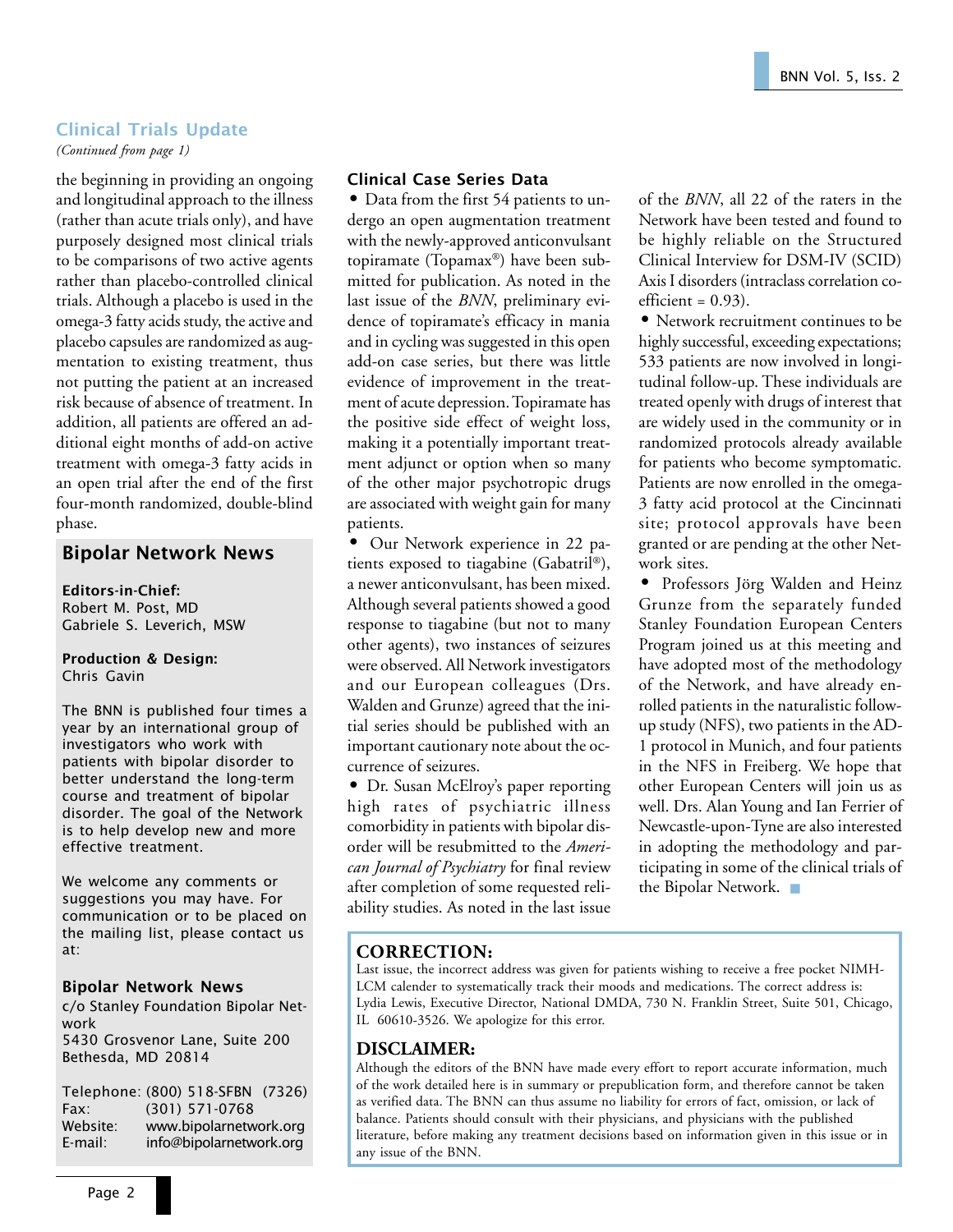## Clinical Trials Update

*(Continued from page 1)*

the beginning in providing an ongoing and longitudinal approach to the illness (rather than acute trials only), and have purposely designed most clinical trials to be comparisons of two active agents rather than placebo-controlled clinical trials. Although a placebo is used in the omega-3 fatty acids study, the active and placebo capsules are randomized as augmentation to existing treatment, thus not putting the patient at an increased risk because of absence of treatment. In addition, all patients are offered an additional eight months of add-on active treatment with omega-3 fatty acids in an open trial after the end of the first four-month randomized, double-blind phase.

### Clinical Case Series Data

- Data from the first 54 patients to undergo an open augmentation treatment with the newly-approved anticonvulsant topiramate (Topamax®) have been submitted for publication. As noted in the last issue of the *BNN*, preliminary evidence of topiramate's efficacy in mania and in cycling was suggested in this open add-on case series, but there was little evidence of improvement in the treatment of acute depression. Topiramate has the positive side effect of weight loss, making it a potentially important treatment adjunct or option when so many of the other major psychotropic drugs are associated with weight gain for many patients.
- Our Network experience in 22 patients exposed to tiagabine (Gabatril®), a newer anticonvulsant, has been mixed. Although several patients showed a good response to tiagabine (but not to many other agents), two instances of seizures were observed. All Network investigators and our European colleagues (Drs. Walden and Grunze) agreed that the initial series should be published with an important cautionary note about the occurrence of seizures.
- Dr. Susan McElroy's paper reporting high rates of psychiatric illness comorbidity in patients with bipolar disorder will be resubmitted to the *American Journal of Psychiatry* for final review after completion of some requested reliability studies. As noted in the last issue of the *BNN*, all 22 of the raters in the Network have been tested and found to be highly reliable on the Structured Clinical Interview for DSM-IV (SCID) Axis I disorders (intraclass correlation coefficient = 0.93).
- Network recruitment continues to be highly successful, exceeding expectations; 533 patients are now involved in longitudinal follow-up. These individuals are treated openly with drugs of interest that are widely used in the community or in randomized protocols already available for patients who become symptomatic. Patients are now enrolled in the omega-3 fatty acid protocol at the Cincinnati site; protocol approvals have been granted or are pending at the other Network sites.
- Professors Jörg Walden and Heinz Grunze from the separately funded Stanley Foundation European Centers Program joined us at this meeting and have adopted most of the methodology of the Network, and have already enrolled patients in the naturalistic follow-up study (NFS), two patients in the AD-1 protocol in Munich, and four patients in the NFS in Freiberg. We hope that other European Centers will join us as well. Drs. Alan Young and Ian Ferrier of Newcastle-upon-Tyne are also interested in adopting the methodology and participating in some of the clinical trials of the Bipolar Network.

---

## Bipolar Network News

**Editors-in-Chief:**
Robert M. Post, MD
Gabriele S. Leverich, MSW

**Production & Design:**
Chris Gavin

The BNN is published four times a year by an international group of investigators who work with patients with bipolar disorder to better understand the long-term course and treatment of bipolar disorder. The goal of the Network is to help develop new and more effective treatment.

We welcome any comments or suggestions you may have. For communication or to be placed on the mailing list, please contact us at:

**Bipolar Network News**
c/o Stanley Foundation Bipolar Network
5430 Grosvenor Lane, Suite 200
Bethesda, MD 20814

Telephone: (800) 518-SFBN (7326)
Fax: (301) 571-0768
Website: www.bipolarnetwork.org
E-mail: info@bipolarnetwork.org

---

### CORRECTION:

Last issue, the incorrect address was given for patients wishing to receive a free pocket NIMH-LCM calender to systematically track their moods and medications. The correct address is: Lydia Lewis, Executive Director, National DMDA, 730 N. Franklin Street, Suite 501, Chicago, IL 60610-3526. We apologize for this error.

### DISCLAIMER:

Although the editors of the BNN have made every effort to report accurate information, much of the work detailed here is in summary or prepublication form, and therefore cannot be taken as verified data. The BNN can thus assume no liability for errors of fact, omission, or lack of balance. Patients should consult with their physicians, and physicians with the published literature, before making any treatment decisions based on information given in this issue or in any issue of the BNN.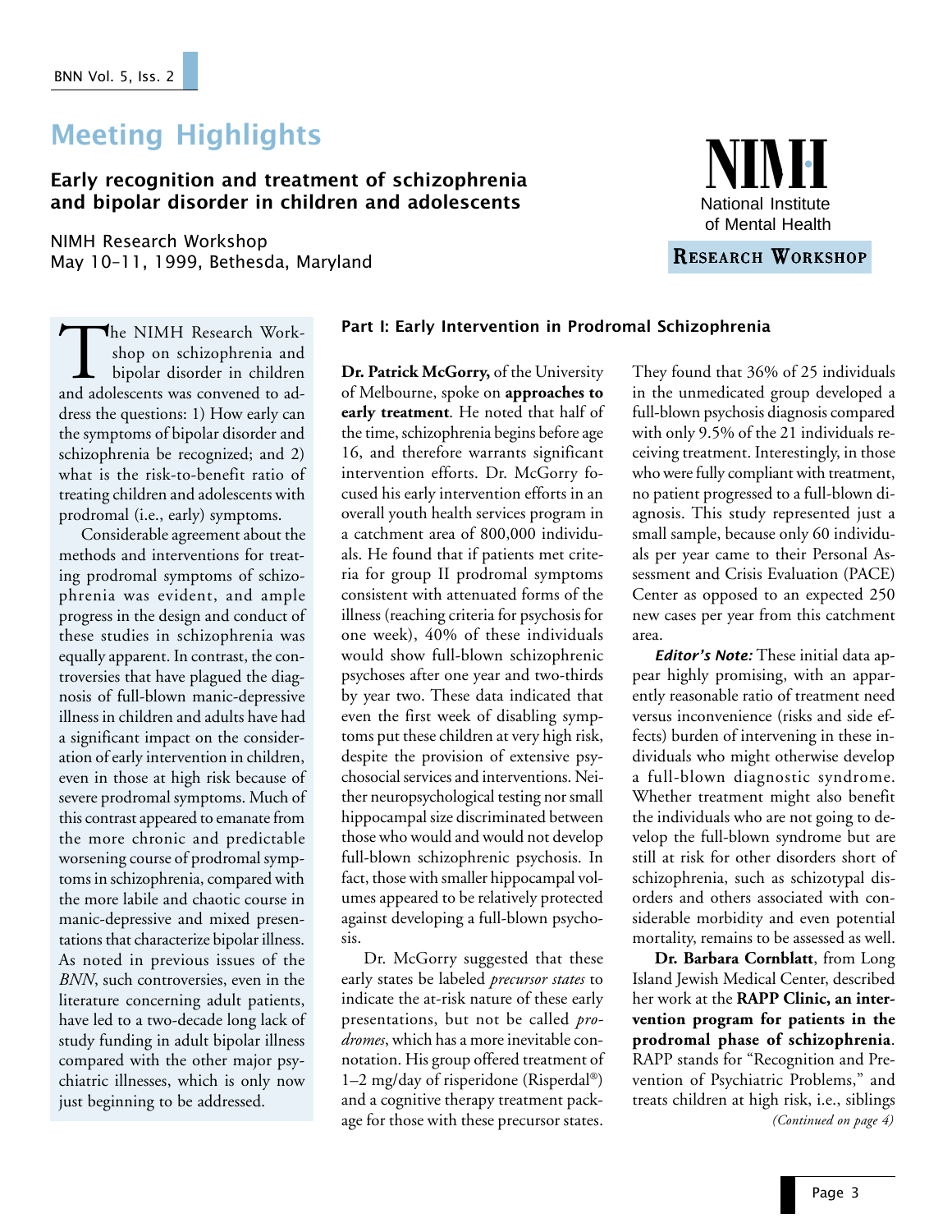# Meeting Highlights

## Early recognition and treatment of schizophrenia and bipolar disorder in children and adolescents

NIMH Research Workshop
May 10–11, 1999, Bethesda, Maryland

NIMH
National Institute of Mental Health
RESEARCH WORKSHOP

The NIMH Research Workshop on schizophrenia and bipolar disorder in children and adolescents was convened to address the questions: 1) How early can the symptoms of bipolar disorder and schizophrenia be recognized; and 2) what is the risk-to-benefit ratio of treating children and adolescents with prodromal (i.e., early) symptoms.

Considerable agreement about the methods and interventions for treating prodromal symptoms of schizophrenia was evident, and ample progress in the design and conduct of these studies in schizophrenia was equally apparent. In contrast, the controversies that have plagued the diagnosis of full-blown manic-depressive illness in children and adults have had a significant impact on the consideration of early intervention in children, even in those at high risk because of severe prodromal symptoms. Much of this contrast appeared to emanate from the more chronic and predictable worsening course of prodromal symptoms in schizophrenia, compared with the more labile and chaotic course in manic-depressive and mixed presentations that characterize bipolar illness. As noted in previous issues of the *BNN*, such controversies, even in the literature concerning adult patients, have led to a two-decade long lack of study funding in adult bipolar illness compared with the other major psychiatric illnesses, which is only now just beginning to be addressed.

### Part I: Early Intervention in Prodromal Schizophrenia

**Dr. Patrick McGorry,** of the University of Melbourne, spoke on **approaches to early treatment**. He noted that half of the time, schizophrenia begins before age 16, and therefore warrants significant intervention efforts. Dr. McGorry focused his early intervention efforts in an overall youth health services program in a catchment area of 800,000 individuals. He found that if patients met criteria for group II prodromal symptoms consistent with attenuated forms of the illness (reaching criteria for psychosis for one week), 40% of these individuals would show full-blown schizophrenic psychoses after one year and two-thirds by year two. These data indicated that even the first week of disabling symptoms put these children at very high risk, despite the provision of extensive psychosocial services and interventions. Neither neuropsychological testing nor small hippocampal size discriminated between those who would and would not develop full-blown schizophrenic psychosis. In fact, those with smaller hippocampal volumes appeared to be relatively protected against developing a full-blown psychosis.

Dr. McGorry suggested that these early states be labeled *precursor states* to indicate the at-risk nature of these early presentations, but not be called *prodromes*, which has a more inevitable connotation. His group offered treatment of 1–2 mg/day of risperidone (Risperdal®) and a cognitive therapy treatment package for those with these precursor states. They found that 36% of 25 individuals in the unmedicated group developed a full-blown psychosis diagnosis compared with only 9.5% of the 21 individuals receiving treatment. Interestingly, in those who were fully compliant with treatment, no patient progressed to a full-blown diagnosis. This study represented just a small sample, because only 60 individuals per year came to their Personal Assessment and Crisis Evaluation (PACE) Center as opposed to an expected 250 new cases per year from this catchment area.

***Editor's Note:*** These initial data appear highly promising, with an apparently reasonable ratio of treatment need versus inconvenience (risks and side effects) burden of intervening in these individuals who might otherwise develop a full-blown diagnostic syndrome. Whether treatment might also benefit the individuals who are not going to develop the full-blown syndrome but are still at risk for other disorders short of schizophrenia, such as schizotypal disorders and others associated with considerable morbidity and even potential mortality, remains to be assessed as well.

**Dr. Barbara Cornblatt**, from Long Island Jewish Medical Center, described her work at the **RAPP Clinic, an intervention program for patients in the prodromal phase of schizophrenia**. RAPP stands for "Recognition and Prevention of Psychiatric Problems," and treats children at high risk, i.e., siblings

*(Continued on page 4)*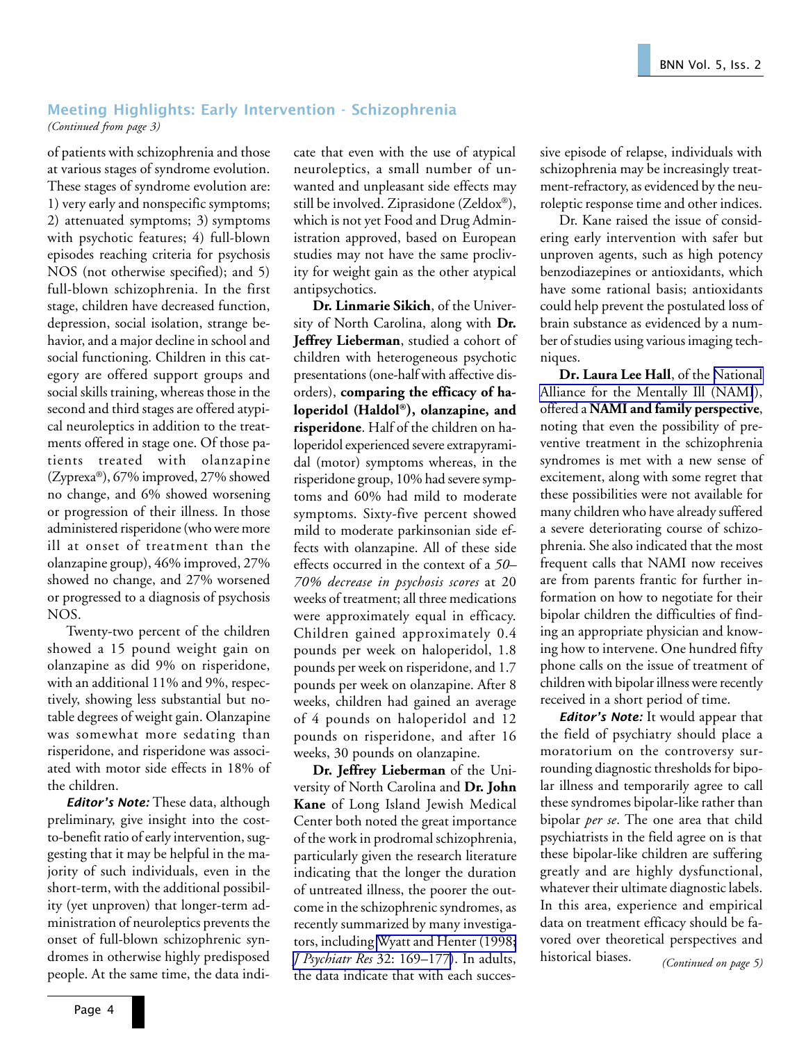## Meeting Highlights: Early Intervention - Schizophrenia

*(Continued from page 3)*

of patients with schizophrenia and those at various stages of syndrome evolution. These stages of syndrome evolution are: 1) very early and nonspecific symptoms; 2) attenuated symptoms; 3) symptoms with psychotic features; 4) full-blown episodes reaching criteria for psychosis NOS (not otherwise specified); and 5) full-blown schizophrenia. In the first stage, children have decreased function, depression, social isolation, strange behavior, and a major decline in school and social functioning. Children in this category are offered support groups and social skills training, whereas those in the second and third stages are offered atypical neuroleptics in addition to the treatments offered in stage one. Of those patients treated with olanzapine (Zyprexa®), 67% improved, 27% showed no change, and 6% showed worsening or progression of their illness. In those administered risperidone (who were more ill at onset of treatment than the olanzapine group), 46% improved, 27% showed no change, and 27% worsened or progressed to a diagnosis of psychosis NOS.

Twenty-two percent of the children showed a 15 pound weight gain on olanzapine as did 9% on risperidone, with an additional 11% and 9%, respectively, showing less substantial but notable degrees of weight gain. Olanzapine was somewhat more sedating than risperidone, and risperidone was associated with motor side effects in 18% of the children.

***Editor's Note:*** These data, although preliminary, give insight into the cost-to-benefit ratio of early intervention, suggesting that it may be helpful in the majority of such individuals, even in the short-term, with the additional possibility (yet unproven) that longer-term administration of neuroleptics prevents the onset of full-blown schizophrenic syndromes in otherwise highly predisposed people. At the same time, the data indicate that even with the use of atypical neuroleptics, a small number of unwanted and unpleasant side effects may still be involved. Ziprasidone (Zeldox®), which is not yet Food and Drug Administration approved, based on European studies may not have the same proclivity for weight gain as the other atypical antipsychotics.

**Dr. Linmarie Sikich**, of the University of North Carolina, along with **Dr. Jeffrey Lieberman**, studied a cohort of children with heterogeneous psychotic presentations (one-half with affective disorders), **comparing the efficacy of haloperidol (Haldol®), olanzapine, and risperidone**. Half of the children on haloperidol experienced severe extrapyramidal (motor) symptoms whereas, in the risperidone group, 10% had severe symptoms and 60% had mild to moderate symptoms. Sixty-five percent showed mild to moderate parkinsonian side effects with olanzapine. All of these side effects occurred in the context of a *50–70% decrease in psychosis scores* at 20 weeks of treatment; all three medications were approximately equal in efficacy. Children gained approximately 0.4 pounds per week on haloperidol, 1.8 pounds per week on risperidone, and 1.7 pounds per week on olanzapine. After 8 weeks, children had gained an average of 4 pounds on haloperidol and 12 pounds on risperidone, and after 16 weeks, 30 pounds on olanzapine.

**Dr. Jeffrey Lieberman** of the University of North Carolina and **Dr. John Kane** of Long Island Jewish Medical Center both noted the great importance of the work in prodromal schizophrenia, particularly given the research literature indicating that the longer the duration of untreated illness, the poorer the outcome in the schizophrenic syndromes, as recently summarized by many investigators, including Wyatt and Henter (1998: *J Psychiatr Res* 32: 169–177). In adults, the data indicate that with each successive episode of relapse, individuals with schizophrenia may be increasingly treatment-refractory, as evidenced by the neuroleptic response time and other indices.

Dr. Kane raised the issue of considering early intervention with safer but unproven agents, such as high potency benzodiazepines or antioxidants, which have some rational basis; antioxidants could help prevent the postulated loss of brain substance as evidenced by a number of studies using various imaging techniques.

**Dr. Laura Lee Hall**, of the National Alliance for the Mentally Ill (NAMI), offered a **NAMI and family perspective**, noting that even the possibility of preventive treatment in the schizophrenia syndromes is met with a new sense of excitement, along with some regret that these possibilities were not available for many children who have already suffered a severe deteriorating course of schizophrenia. She also indicated that the most frequent calls that NAMI now receives are from parents frantic for further information on how to negotiate for their bipolar children the difficulties of finding an appropriate physician and knowing how to intervene. One hundred fifty phone calls on the issue of treatment of children with bipolar illness were recently received in a short period of time.

***Editor's Note:*** It would appear that the field of psychiatry should place a moratorium on the controversy surrounding diagnostic thresholds for bipolar illness and temporarily agree to call these syndromes bipolar-like rather than bipolar *per se*. The one area that child psychiatrists in the field agree on is that these bipolar-like children are suffering greatly and are highly dysfunctional, whatever their ultimate diagnostic labels. In this area, experience and empirical data on treatment efficacy should be favored over theoretical perspectives and historical biases.

*(Continued on page 5)*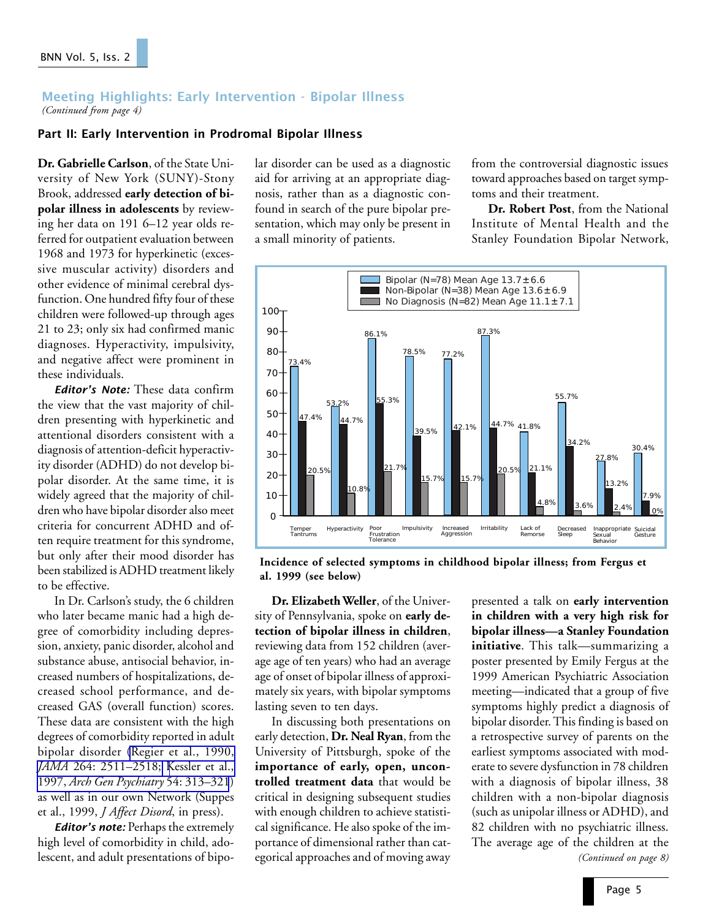## Meeting Highlights: Early Intervention - Bipolar Illness

*(Continued from page 4)*

### Part II: Early Intervention in Prodromal Bipolar Illness

**Dr. Gabrielle Carlson**, of the State University of New York (SUNY)-Stony Brook, addressed **early detection of bipolar illness in adolescents** by reviewing her data on 191 6–12 year olds referred for outpatient evaluation between 1968 and 1973 for hyperkinetic (excessive muscular activity) disorders and other evidence of minimal cerebral dysfunction. One hundred fifty four of these children were followed-up through ages 21 to 23; only six had confirmed manic diagnoses. Hyperactivity, impulsivity, and negative affect were prominent in these individuals.

***Editor's Note:*** These data confirm the view that the vast majority of children presenting with hyperkinetic and attentional disorders consistent with a diagnosis of attention-deficit hyperactivity disorder (ADHD) do not develop bipolar disorder. At the same time, it is widely agreed that the majority of children who have bipolar disorder also meet criteria for concurrent ADHD and often require treatment for this syndrome, but only after their mood disorder has been stabilized is ADHD treatment likely to be effective.

In Dr. Carlson's study, the 6 children who later became manic had a high degree of comorbidity including depression, anxiety, panic disorder, alcohol and substance abuse, antisocial behavior, increased numbers of hospitalizations, decreased school performance, and decreased GAS (overall function) scores. These data are consistent with the high degrees of comorbidity reported in adult bipolar disorder (Regier et al., 1990, *JAMA* 264: 2511–2518; Kessler et al., 1997, *Arch Gen Psychiatry* 54: 313–321) as well as in our own Network (Suppes et al., 1999, *J Affect Disord*, in press).

***Editor's note:*** Perhaps the extremely high level of comorbidity in child, adolescent, and adult presentations of bipolar disorder can be used as a diagnostic aid for arriving at an appropriate diagnosis, rather than as a diagnostic confound in search of the pure bipolar presentation, which may only be present in a small minority of patients.

**Dr. Elizabeth Weller**, of the University of Pennsylvania, spoke on **early detection of bipolar illness in children**, reviewing data from 152 children (average age of ten years) who had an average age of onset of bipolar illness of approximately six years, with bipolar symptoms lasting seven to ten days.

In discussing both presentations on early detection, **Dr. Neal Ryan**, from the University of Pittsburgh, spoke of the **importance of early, open, uncontrolled treatment data** that would be critical in designing subsequent studies with enough children to achieve statistical significance. He also spoke of the importance of dimensional rather than categorical approaches and of moving away from the controversial diagnostic issues toward approaches based on target symptoms and their treatment.

**Dr. Robert Post**, from the National Institute of Mental Health and the Stanley Foundation Bipolar Network, presented a talk on **early intervention in children with a very high risk for bipolar illness—a Stanley Foundation initiative**. This talk—summarizing a poster presented by Emily Fergus at the 1999 American Psychiatric Association meeting—indicated that a group of five symptoms highly predict a diagnosis of bipolar disorder. This finding is based on a retrospective survey of parents on the earliest symptoms associated with moderate to severe dysfunction in 78 children with a diagnosis of bipolar illness, 38 children with a non-bipolar diagnosis (such as unipolar illness or ADHD), and 82 children with no psychiatric illness. The average age of the children at the

*(Continued on page 8)*

| Symptom | Bipolar (N=78) Mean Age 13.7±6.6 | Non-Bipolar (N=38) Mean Age 13.6±6.9 | No Diagnosis (N=82) Mean Age 11.1±7.1 |
|---|---|---|---|
| Temper Tantrums | 73.4% | 47.4% | 20.5% |
| Hyperactivity | 53.2% | 44.7% | 10.8% |
| Poor Frustration Tolerance | 86.1% | 55.3% | 21.7% |
| Impulsivity | 78.5% | 39.5% | 15.7% |
| Increased Aggression | 77.2% | 42.1% | 15.7% |
| Irritability | 87.3% | 44.7% | 20.5% |
| Lack of Remorse | 41.8% | 21.1% | 4.8% |
| Decreased Sleep | 55.7% | 34.2% | 3.6% |
| Inappropriate Sexual Behavior | 27.8% | 13.2% | 2.4% |
| Suicidal Gesture | 30.4% | 7.9% | 0% |

**Incidence of selected symptoms in childhood bipolar illness; from Fergus et al. 1999 (see below)**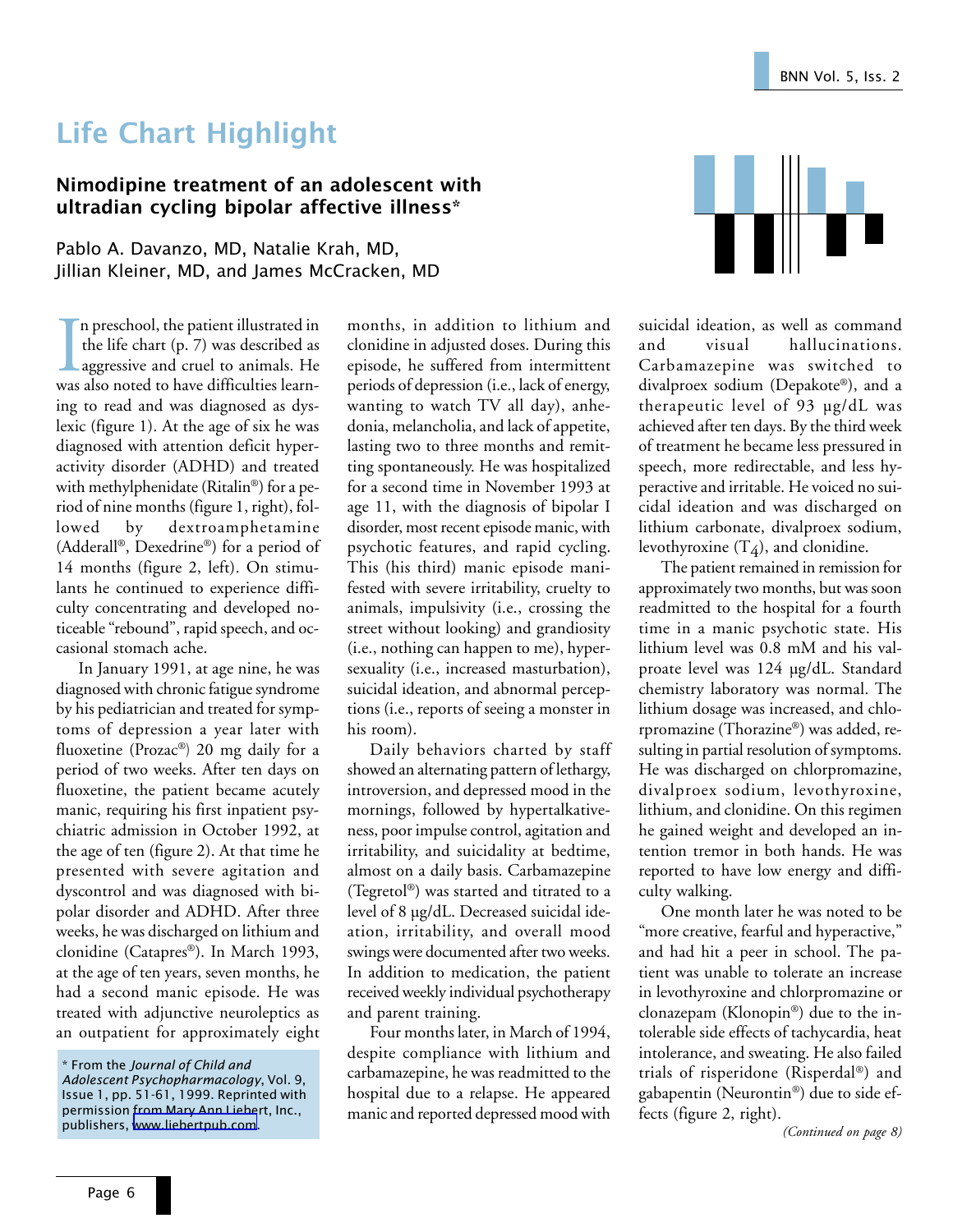# Life Chart Highlight

## Nimodipine treatment of an adolescent with ultradian cycling bipolar affective illness*

Pablo A. Davanzo, MD, Natalie Krah, MD, Jillian Kleiner, MD, and James McCracken, MD

In preschool, the patient illustrated in the life chart (p. 7) was described as aggressive and cruel to animals. He was also noted to have difficulties learning to read and was diagnosed as dyslexic (figure 1). At the age of six he was diagnosed with attention deficit hyperactivity disorder (ADHD) and treated with methylphenidate (Ritalin®) for a period of nine months (figure 1, right), followed by dextroamphetamine (Adderall®, Dexedrine®) for a period of 14 months (figure 2, left). On stimulants he continued to experience difficulty concentrating and developed noticeable "rebound", rapid speech, and occasional stomach ache.

In January 1991, at age nine, he was diagnosed with chronic fatigue syndrome by his pediatrician and treated for symptoms of depression a year later with fluoxetine (Prozac®) 20 mg daily for a period of two weeks. After ten days on fluoxetine, the patient became acutely manic, requiring his first inpatient psychiatric admission in October 1992, at the age of ten (figure 2). At that time he presented with severe agitation and dyscontrol and was diagnosed with bipolar disorder and ADHD. After three weeks, he was discharged on lithium and clonidine (Catapres®). In March 1993, at the age of ten years, seven months, he had a second manic episode. He was treated with adjunctive neuroleptics as an outpatient for approximately eight months, in addition to lithium and clonidine in adjusted doses. During this episode, he suffered from intermittent periods of depression (i.e., lack of energy, wanting to watch TV all day), anhedonia, melancholia, and lack of appetite, lasting two to three months and remitting spontaneously. He was hospitalized for a second time in November 1993 at age 11, with the diagnosis of bipolar I disorder, most recent episode manic, with psychotic features, and rapid cycling. This (his third) manic episode manifested with severe irritability, cruelty to animals, impulsivity (i.e., crossing the street without looking) and grandiosity (i.e., nothing can happen to me), hypersexuality (i.e., increased masturbation), suicidal ideation, and abnormal perceptions (i.e., reports of seeing a monster in his room).

Daily behaviors charted by staff showed an alternating pattern of lethargy, introversion, and depressed mood in the mornings, followed by hypertalkativeness, poor impulse control, agitation and irritability, and suicidality at bedtime, almost on a daily basis. Carbamazepine (Tegretol®) was started and titrated to a level of 8 µg/dL. Decreased suicidal ideation, irritability, and overall mood swings were documented after two weeks. In addition to medication, the patient received weekly individual psychotherapy and parent training.

Four months later, in March of 1994, despite compliance with lithium and carbamazepine, he was readmitted to the hospital due to a relapse. He appeared manic and reported depressed mood with suicidal ideation, as well as command and visual hallucinations. Carbamazepine was switched to divalproex sodium (Depakote®), and a therapeutic level of 93 µg/dL was achieved after ten days. By the third week of treatment he became less pressured in speech, more redirectable, and less hyperactive and irritable. He voiced no suicidal ideation and was discharged on lithium carbonate, divalproex sodium, levothyroxine ($T_4$), and clonidine.

The patient remained in remission for approximately two months, but was soon readmitted to the hospital for a fourth time in a manic psychotic state. His lithium level was 0.8 mM and his valproate level was 124 µg/dL. Standard chemistry laboratory was normal. The lithium dosage was increased, and chlorpromazine (Thorazine®) was added, resulting in partial resolution of symptoms. He was discharged on chlorpromazine, divalproex sodium, levothyroxine, lithium, and clonidine. On this regimen he gained weight and developed an intention tremor in both hands. He was reported to have low energy and difficulty walking.

One month later he was noted to be "more creative, fearful and hyperactive," and had hit a peer in school. The patient was unable to tolerate an increase in levothyroxine and chlorpromazine or clonazepam (Klonopin®) due to the intolerable side effects of tachycardia, heat intolerance, and sweating. He also failed trials of risperidone (Risperdal®) and gabapentin (Neurontin®) due to side effects (figure 2, right).

*(Continued on page 8)*

\* From the *Journal of Child and Adolescent Psychopharmacology*, Vol. 9, Issue 1, pp. 51-61, 1999. Reprinted with permission from Mary Ann Liebert, Inc., publishers, www.liebertpub.com.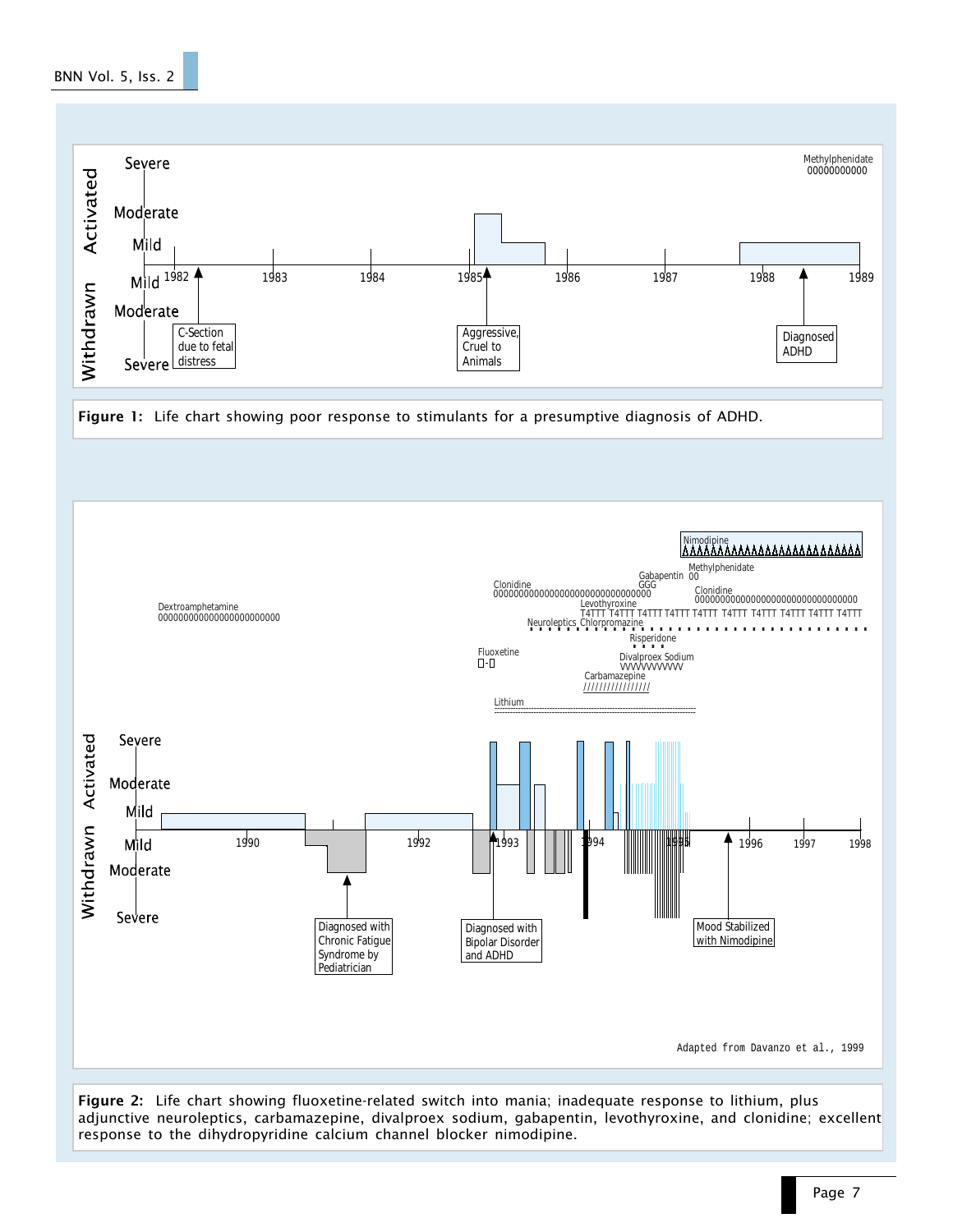**Figure 1:** Life chart showing poor response to stimulants for a presumptive diagnosis of ADHD.

**Figure 2:** Life chart showing fluoxetine-related switch into mania; inadequate response to lithium, plus adjunctive neuroleptics, carbamazepine, divalproex sodium, gabapentin, levothyroxine, and clonidine; excellent response to the dihydropyridine calcium channel blocker nimodipine.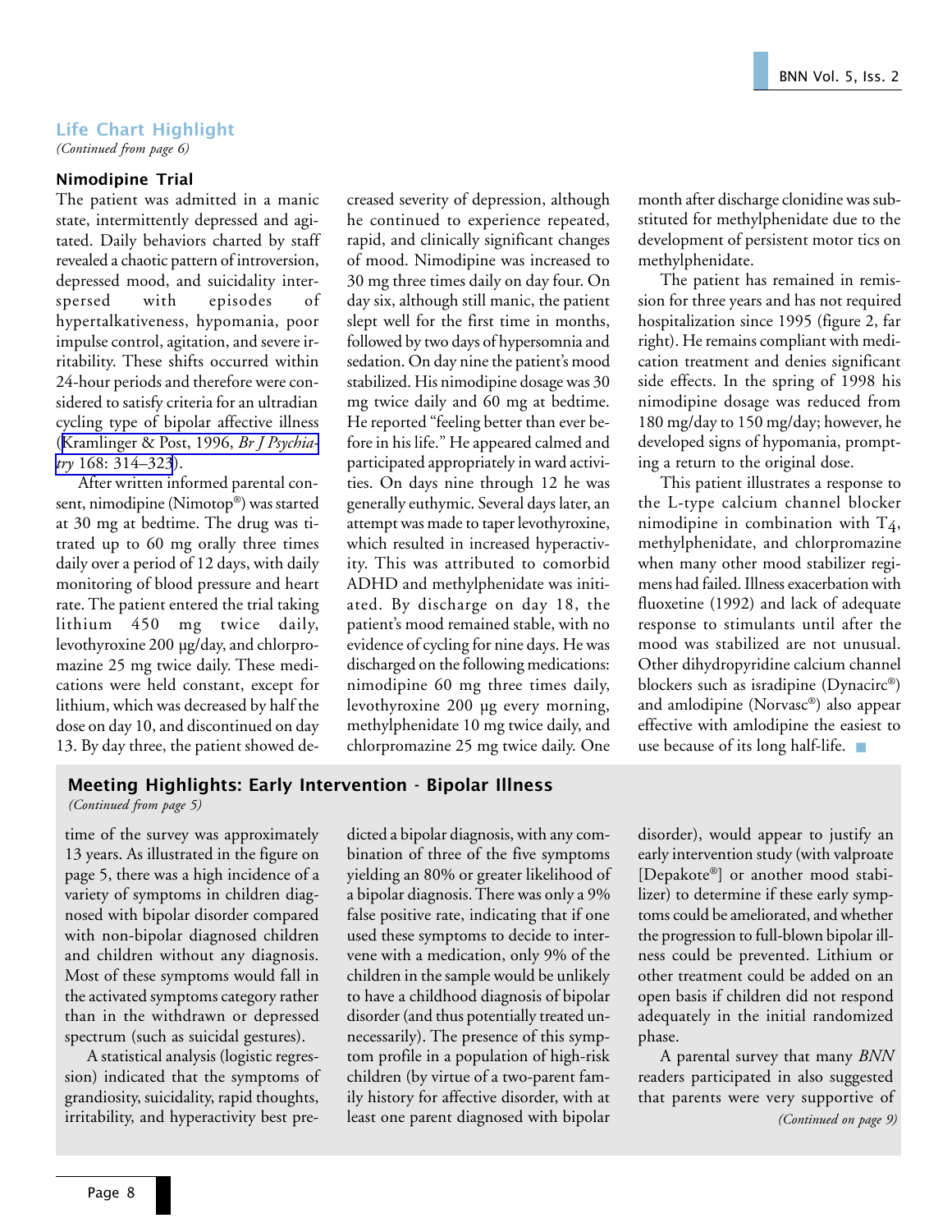## Life Chart Highlight

*(Continued from page 6)*

### Nimodipine Trial

The patient was admitted in a manic state, intermittently depressed and agitated. Daily behaviors charted by staff revealed a chaotic pattern of introversion, depressed mood, and suicidality interspersed with episodes of hypertalkativeness, hypomania, poor impulse control, agitation, and severe irritability. These shifts occurred within 24-hour periods and therefore were considered to satisfy criteria for an ultradian cycling type of bipolar affective illness (Kramlinger & Post, 1996, *Br J Psychiatry* 168: 314–323).

After written informed parental consent, nimodipine (Nimotop®) was started at 30 mg at bedtime. The drug was titrated up to 60 mg orally three times daily over a period of 12 days, with daily monitoring of blood pressure and heart rate. The patient entered the trial taking lithium 450 mg twice daily, levothyroxine 200 μg/day, and chlorpromazine 25 mg twice daily. These medications were held constant, except for lithium, which was decreased by half the dose on day 10, and discontinued on day 13. By day three, the patient showed decreased severity of depression, although he continued to experience repeated, rapid, and clinically significant changes of mood. Nimodipine was increased to 30 mg three times daily on day four. On day six, although still manic, the patient slept well for the first time in months, followed by two days of hypersomnia and sedation. On day nine the patient's mood stabilized. His nimodipine dosage was 30 mg twice daily and 60 mg at bedtime. He reported "feeling better than ever before in his life." He appeared calmed and participated appropriately in ward activities. On days nine through 12 he was generally euthymic. Several days later, an attempt was made to taper levothyroxine, which resulted in increased hyperactivity. This was attributed to comorbid ADHD and methylphenidate was initiated. By discharge on day 18, the patient's mood remained stable, with no evidence of cycling for nine days. He was discharged on the following medications: nimodipine 60 mg three times daily, levothyroxine 200 μg every morning, methylphenidate 10 mg twice daily, and chlorpromazine 25 mg twice daily. One month after discharge clonidine was substituted for methylphenidate due to the development of persistent motor tics on methylphenidate.

The patient has remained in remission for three years and has not required hospitalization since 1995 (figure 2, far right). He remains compliant with medication treatment and denies significant side effects. In the spring of 1998 his nimodipine dosage was reduced from 180 mg/day to 150 mg/day; however, he developed signs of hypomania, prompting a return to the original dose.

This patient illustrates a response to the L-type calcium channel blocker nimodipine in combination with $T_4$, methylphenidate, and chlorpromazine when many other mood stabilizer regimens had failed. Illness exacerbation with fluoxetine (1992) and lack of adequate response to stimulants until after the mood was stabilized are not unusual. Other dihydropyridine calcium channel blockers such as isradipine (Dynacirc®) and amlodipine (Norvasc®) also appear effective with amlodipine the easiest to use because of its long half-life.

## Meeting Highlights: Early Intervention - Bipolar Illness

*(Continued from page 5)*

time of the survey was approximately 13 years. As illustrated in the figure on page 5, there was a high incidence of a variety of symptoms in children diagnosed with bipolar disorder compared with non-bipolar diagnosed children and children without any diagnosis. Most of these symptoms would fall in the activated symptoms category rather than in the withdrawn or depressed spectrum (such as suicidal gestures).

A statistical analysis (logistic regression) indicated that the symptoms of grandiosity, suicidality, rapid thoughts, irritability, and hyperactivity best predicted a bipolar diagnosis, with any combination of three of the five symptoms yielding an 80% or greater likelihood of a bipolar diagnosis. There was only a 9% false positive rate, indicating that if one used these symptoms to decide to intervene with a medication, only 9% of the children in the sample would be unlikely to have a childhood diagnosis of bipolar disorder (and thus potentially treated unnecessarily). The presence of this symptom profile in a population of high-risk children (by virtue of a two-parent family history for affective disorder, with at least one parent diagnosed with bipolar disorder), would appear to justify an early intervention study (with valproate [Depakote®] or another mood stabilizer) to determine if these early symptoms could be ameliorated, and whether the progression to full-blown bipolar illness could be prevented. Lithium or other treatment could be added on an open basis if children did not respond adequately in the initial randomized phase.

A parental survey that many *BNN* readers participated in also suggested that parents were very supportive of

*(Continued on page 9)*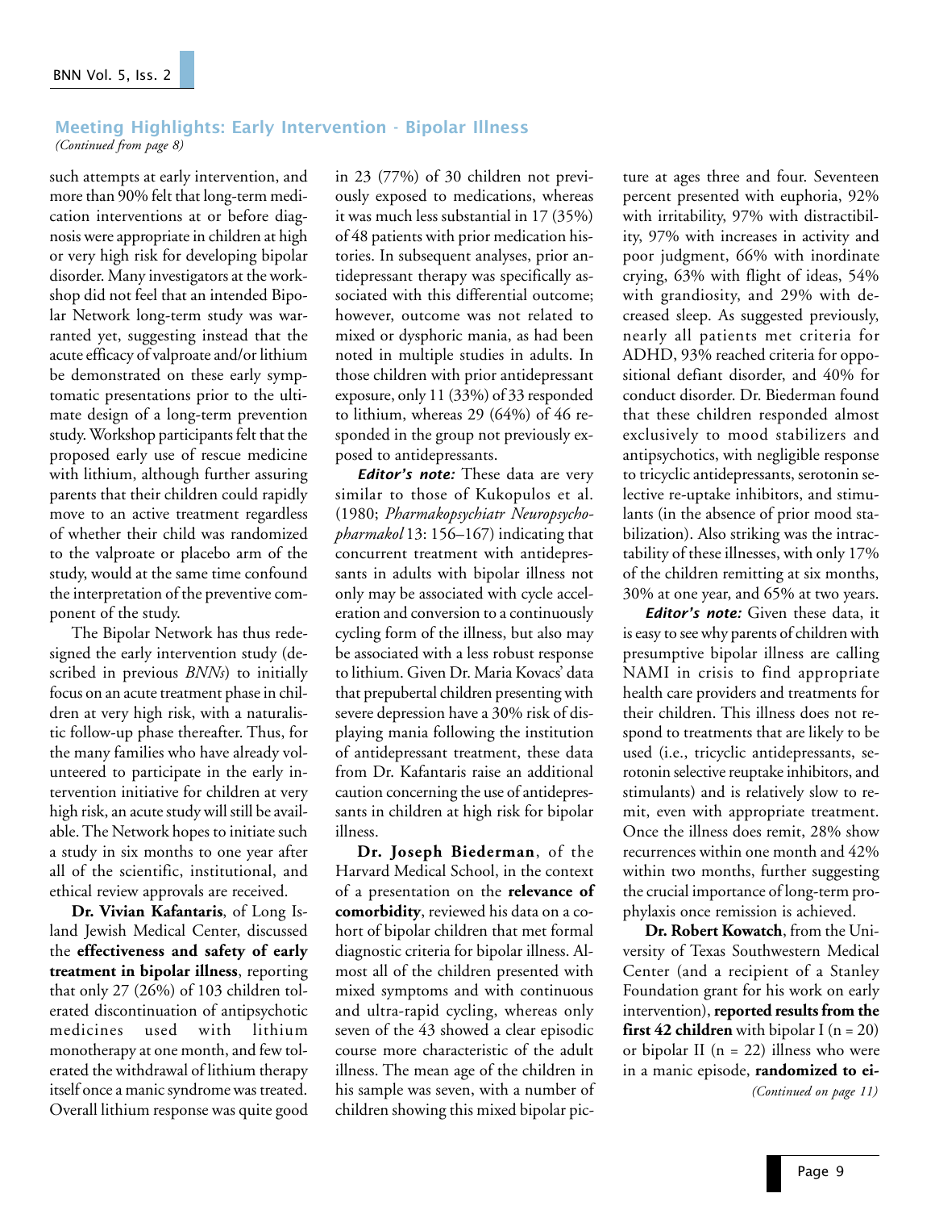## Meeting Highlights: Early Intervention - Bipolar Illness

*(Continued from page 8)*

such attempts at early intervention, and more than 90% felt that long-term medication interventions at or before diagnosis were appropriate in children at high or very high risk for developing bipolar disorder. Many investigators at the workshop did not feel that an intended Bipolar Network long-term study was warranted yet, suggesting instead that the acute efficacy of valproate and/or lithium be demonstrated on these early symptomatic presentations prior to the ultimate design of a long-term prevention study. Workshop participants felt that the proposed early use of rescue medicine with lithium, although further assuring parents that their children could rapidly move to an active treatment regardless of whether their child was randomized to the valproate or placebo arm of the study, would at the same time confound the interpretation of the preventive component of the study.

The Bipolar Network has thus redesigned the early intervention study (described in previous *BNNs*) to initially focus on an acute treatment phase in children at very high risk, with a naturalistic follow-up phase thereafter. Thus, for the many families who have already volunteered to participate in the early intervention initiative for children at very high risk, an acute study will still be available. The Network hopes to initiate such a study in six months to one year after all of the scientific, institutional, and ethical review approvals are received.

**Dr. Vivian Kafantaris**, of Long Island Jewish Medical Center, discussed the **effectiveness and safety of early treatment in bipolar illness**, reporting that only 27 (26%) of 103 children tolerated discontinuation of antipsychotic medicines used with lithium monotherapy at one month, and few tolerated the withdrawal of lithium therapy itself once a manic syndrome was treated. Overall lithium response was quite good in 23 (77%) of 30 children not previously exposed to medications, whereas it was much less substantial in 17 (35%) of 48 patients with prior medication histories. In subsequent analyses, prior antidepressant therapy was specifically associated with this differential outcome; however, outcome was not related to mixed or dysphoric mania, as had been noted in multiple studies in adults. In those children with prior antidepressant exposure, only 11 (33%) of 33 responded to lithium, whereas 29 (64%) of 46 responded in the group not previously exposed to antidepressants.

***Editor's note:*** These data are very similar to those of Kukopulos et al. (1980; *Pharmakopsychiatr Neuropsychopharmakol* 13: 156–167) indicating that concurrent treatment with antidepressants in adults with bipolar illness not only may be associated with cycle acceleration and conversion to a continuously cycling form of the illness, but also may be associated with a less robust response to lithium. Given Dr. Maria Kovacs' data that prepubertal children presenting with severe depression have a 30% risk of displaying mania following the institution of antidepressant treatment, these data from Dr. Kafantaris raise an additional caution concerning the use of antidepressants in children at high risk for bipolar illness.

**Dr. Joseph Biederman**, of the Harvard Medical School, in the context of a presentation on the **relevance of comorbidity**, reviewed his data on a cohort of bipolar children that met formal diagnostic criteria for bipolar illness. Almost all of the children presented with mixed symptoms and with continuous and ultra-rapid cycling, whereas only seven of the 43 showed a clear episodic course more characteristic of the adult illness. The mean age of the children in his sample was seven, with a number of children showing this mixed bipolar picture at ages three and four. Seventeen percent presented with euphoria, 92% with irritability, 97% with distractibility, 97% with increases in activity and poor judgment, 66% with inordinate crying, 63% with flight of ideas, 54% with grandiosity, and 29% with decreased sleep. As suggested previously, nearly all patients met criteria for ADHD, 93% reached criteria for oppositional defiant disorder, and 40% for conduct disorder. Dr. Biederman found that these children responded almost exclusively to mood stabilizers and antipsychotics, with negligible response to tricyclic antidepressants, serotonin selective re-uptake inhibitors, and stimulants (in the absence of prior mood stabilization). Also striking was the intractability of these illnesses, with only 17% of the children remitting at six months, 30% at one year, and 65% at two years.

***Editor's note:*** Given these data, it is easy to see why parents of children with presumptive bipolar illness are calling NAMI in crisis to find appropriate health care providers and treatments for their children. This illness does not respond to treatments that are likely to be used (i.e., tricyclic antidepressants, serotonin selective reuptake inhibitors, and stimulants) and is relatively slow to remit, even with appropriate treatment. Once the illness does remit, 28% show recurrences within one month and 42% within two months, further suggesting the crucial importance of long-term prophylaxis once remission is achieved.

**Dr. Robert Kowatch**, from the University of Texas Southwestern Medical Center (and a recipient of a Stanley Foundation grant for his work on early intervention), **reported results from the first 42 children** with bipolar I (n = 20) or bipolar II (n = 22) illness who were in a manic episode, **randomized to ei-**

*(Continued on page 11)*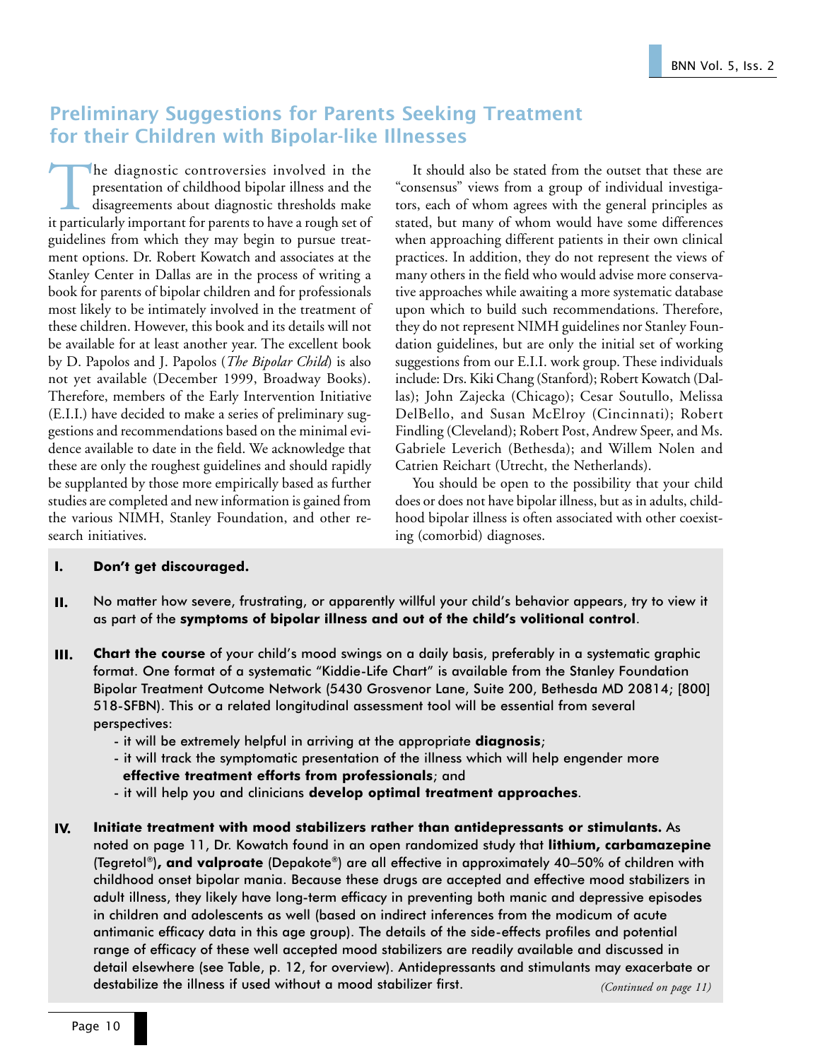## Preliminary Suggestions for Parents Seeking Treatment for their Children with Bipolar-like Illnesses

The diagnostic controversies involved in the presentation of childhood bipolar illness and the disagreements about diagnostic thresholds make it particularly important for parents to have a rough set of guidelines from which they may begin to pursue treatment options. Dr. Robert Kowatch and associates at the Stanley Center in Dallas are in the process of writing a book for parents of bipolar children and for professionals most likely to be intimately involved in the treatment of these children. However, this book and its details will not be available for at least another year. The excellent book by D. Papolos and J. Papolos (*The Bipolar Child*) is also not yet available (December 1999, Broadway Books). Therefore, members of the Early Intervention Initiative (E.I.I.) have decided to make a series of preliminary suggestions and recommendations based on the minimal evidence available to date in the field. We acknowledge that these are only the roughest guidelines and should rapidly be supplanted by those more empirically based as further studies are completed and new information is gained from the various NIMH, Stanley Foundation, and other research initiatives.

It should also be stated from the outset that these are "consensus" views from a group of individual investigators, each of whom agrees with the general principles as stated, but many of whom would have some differences when approaching different patients in their own clinical practices. In addition, they do not represent the views of many others in the field who would advise more conservative approaches while awaiting a more systematic database upon which to build such recommendations. Therefore, they do not represent NIMH guidelines nor Stanley Foundation guidelines, but are only the initial set of working suggestions from our E.I.I. work group. These individuals include: Drs. Kiki Chang (Stanford); Robert Kowatch (Dallas); John Zajecka (Chicago); Cesar Soutullo, Melissa DelBello, and Susan McElroy (Cincinnati); Robert Findling (Cleveland); Robert Post, Andrew Speer, and Ms. Gabriele Leverich (Bethesda); and Willem Nolen and Catrien Reichart (Utrecht, the Netherlands).

You should be open to the possibility that your child does or does not have bipolar illness, but as in adults, childhood bipolar illness is often associated with other coexisting (comorbid) diagnoses.

**I.** **Don't get discouraged.**

**II.** No matter how severe, frustrating, or apparently willful your child's behavior appears, try to view it as part of the **symptoms of bipolar illness and out of the child's volitional control**.

**III.** **Chart the course** of your child's mood swings on a daily basis, preferably in a systematic graphic format. One format of a systematic "Kiddie-Life Chart" is available from the Stanley Foundation Bipolar Treatment Outcome Network (5430 Grosvenor Lane, Suite 200, Bethesda MD 20814; [800] 518-SFBN). This or a related longitudinal assessment tool will be essential from several perspectives:

- it will be extremely helpful in arriving at the appropriate **diagnosis**;
- it will track the symptomatic presentation of the illness which will help engender more **effective treatment efforts from professionals**; and
- it will help you and clinicians **develop optimal treatment approaches**.

**IV.** **Initiate treatment with mood stabilizers rather than antidepressants or stimulants.** As noted on page 11, Dr. Kowatch found in an open randomized study that **lithium, carbamazepine** (Tegretol®)**, and valproate** (Depakote®) are all effective in approximately 40–50% of children with childhood onset bipolar mania. Because these drugs are accepted and effective mood stabilizers in adult illness, they likely have long-term efficacy in preventing both manic and depressive episodes in children and adolescents as well (based on indirect inferences from the modicum of acute antimanic efficacy data in this age group). The details of the side-effects profiles and potential range of efficacy of these well accepted mood stabilizers are readily available and discussed in detail elsewhere (see Table, p. 12, for overview). Antidepressants and stimulants may exacerbate or destabilize the illness if used without a mood stabilizer first.

*(Continued on page 11)*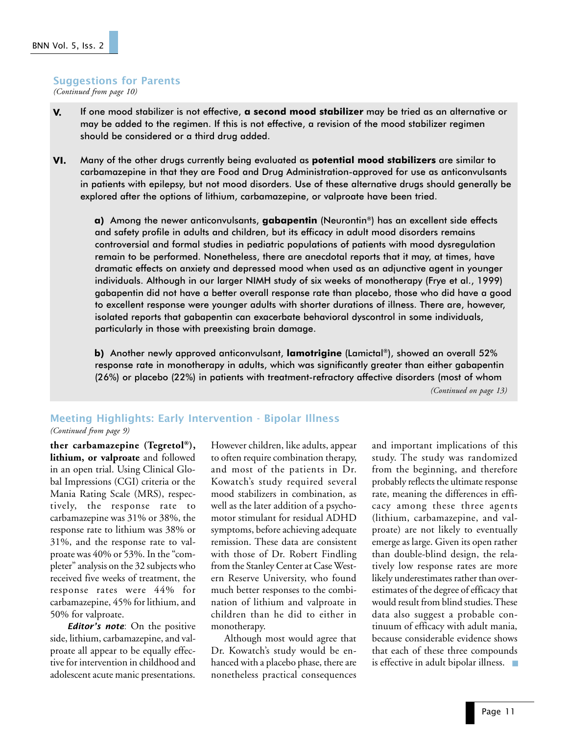## Suggestions for Parents

*(Continued from page 10)*

**V.** If one mood stabilizer is not effective, **a second mood stabilizer** may be tried as an alternative or may be added to the regimen. If this is not effective, a revision of the mood stabilizer regimen should be considered or a third drug added.

**VI.** Many of the other drugs currently being evaluated as **potential mood stabilizers** are similar to carbamazepine in that they are Food and Drug Administration-approved for use as anticonvulsants in patients with epilepsy, but not mood disorders. Use of these alternative drugs should generally be explored after the options of lithium, carbamazepine, or valproate have been tried.

**a)** Among the newer anticonvulsants, **gabapentin** (Neurontin®) has an excellent side effects and safety profile in adults and children, but its efficacy in adult mood disorders remains controversial and formal studies in pediatric populations of patients with mood dysregulation remain to be performed. Nonetheless, there are anecdotal reports that it may, at times, have dramatic effects on anxiety and depressed mood when used as an adjunctive agent in younger individuals. Although in our larger NIMH study of six weeks of monotherapy (Frye et al., 1999) gabapentin did not have a better overall response rate than placebo, those who did have a good to excellent response were younger adults with shorter durations of illness. There are, however, isolated reports that gabapentin can exacerbate behavioral dyscontrol in some individuals, particularly in those with preexisting brain damage.

**b)** Another newly approved anticonvulsant, **lamotrigine** (Lamictal®), showed an overall 52% response rate in monotherapy in adults, which was significantly greater than either gabapentin (26%) or placebo (22%) in patients with treatment-refractory affective disorders (most of whom

*(Continued on page 13)*

## Meeting Highlights: Early Intervention - Bipolar Illness

*(Continued from page 9)*

**ther carbamazepine (Tegretol®), lithium, or valproate** and followed in an open trial. Using Clinical Global Impressions (CGI) criteria or the Mania Rating Scale (MRS), respectively, the response rate to carbamazepine was 31% or 38%, the response rate to lithium was 38% or 31%, and the response rate to valproate was 40% or 53%. In the "completer" analysis on the 32 subjects who received five weeks of treatment, the response rates were 44% for carbamazepine, 45% for lithium, and 50% for valproate.

***Editor's note***: On the positive side, lithium, carbamazepine, and valproate all appear to be equally effective for intervention in childhood and adolescent acute manic presentations. However children, like adults, appear to often require combination therapy, and most of the patients in Dr. Kowatch's study required several mood stabilizers in combination, as well as the later addition of a psychomotor stimulant for residual ADHD symptoms, before achieving adequate remission. These data are consistent with those of Dr. Robert Findling from the Stanley Center at Case Western Reserve University, who found much better responses to the combination of lithium and valproate in children than he did to either in monotherapy.

Although most would agree that Dr. Kowatch's study would be enhanced with a placebo phase, there are nonetheless practical consequences and important implications of this study. The study was randomized from the beginning, and therefore probably reflects the ultimate response rate, meaning the differences in efficacy among these three agents (lithium, carbamazepine, and valproate) are not likely to eventually emerge as large. Given its open rather than double-blind design, the relatively low response rates are more likely underestimates rather than overestimates of the degree of efficacy that would result from blind studies. These data also suggest a probable continuum of efficacy with adult mania, because considerable evidence shows that each of these three compounds is effective in adult bipolar illness.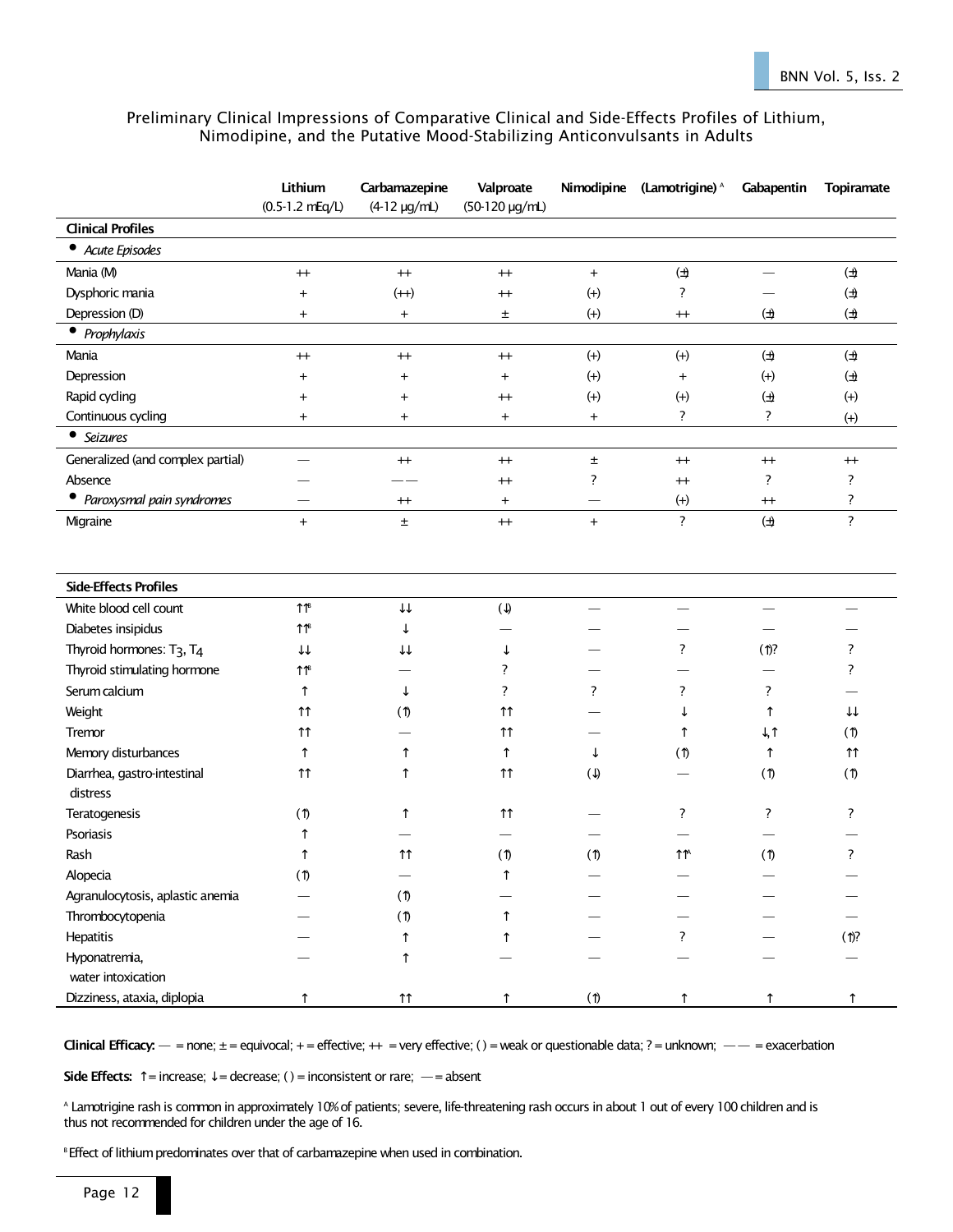Preliminary Clinical Impressions of Comparative Clinical and Side-Effects Profiles of Lithium, Nimodipine, and the Putative Mood-Stabilizing Anticonvulsants in Adults

| | Lithium (0.5-1.2 mEq/L) | Carbamazepine (4-12 µg/mL) | Valproate (50-120 µg/mL) | Nimodipine | (Lamotrigine) [A] | Gabapentin | Topiramate |
|---|---|---|---|---|---|---|---|
| **Clinical Profiles** | | | | | | | |
| • *Acute Episodes* | | | | | | | |
| Mania (M) | ++ | ++ | ++ | + | (±) | — | (±) |
| Dysphoric mania | + | (++) | ++ | (+) | ? | — | (±) |
| Depression (D) | + | + | ± | (+) | ++ | (±) | (±) |
| • *Prophylaxis* | | | | | | | |
| Mania | ++ | ++ | ++ | (+) | (+) | (±) | (±) |
| Depression | + | + | + | (+) | + | (+) | (±) |
| Rapid cycling | + | + | ++ | (+) | (+) | (±) | (+) |
| Continuous cycling | + | + | + | + | ? | ? | (+) |
| • *Seizures* | | | | | | | |
| Generalized (and complex partial) | — | ++ | ++ | ± | ++ | ++ | ++ |
| Absence | — | — — | ++ | ? | ++ | ? | ? |
| • *Paroxysmal pain syndromes* | — | ++ | + | — | (+) | ++ | ? |
| Migraine | + | ± | ++ | + | ? | (±) | ? |
| **Side-Effects Profiles** | | | | | | | |
| White blood cell count | ↑↑[B] | ↓↓ | (↓) | — | — | — | — |
| Diabetes insipidus | ↑↑[B] | ↓ | — | — | — | — | — |
| Thyroid hormones: $T_3$, $T_4$ | ↓↓ | ↓↓ | ↓ | — | ? | (↑)? | ? |
| Thyroid stimulating hormone | ↑↑[B] | — | ? | — | — | — | ? |
| Serum calcium | ↑ | ↓ | ? | ? | ? | ? | — |
| Weight | ↑↑ | (↑) | ↑↑ | — | ↓ | ↑ | ↓↓ |
| Tremor | ↑↑ | — | ↑↑ | — | ↑ | ↓,↑ | (↑) |
| Memory disturbances | ↑ | ↑ | ↑ | ↓ | (↑) | ↑ | ↑↑ |
| Diarrhea, gastro-intestinal distress | ↑↑ | ↑ | ↑↑ | (↓) | — | (↑) | (↑) |
| Teratogenesis | (↑) | ↑ | ↑↑ | — | ? | ? | ? |
| Psoriasis | ↑ | — | — | — | — | — | — |
| Rash | ↑ | ↑↑ | (↑) | (↑) | ↑↑[A] | (↑) | ? |
| Alopecia | (↑) | — | ↑ | — | — | — | — |
| Agranulocytosis, aplastic anemia | — | (↑) | — | — | — | — | — |
| Thrombocytopenia | — | (↑) | ↑ | — | — | — | — |
| Hepatitis | — | ↑ | ↑ | — | ? | — | (↑)? |
| Hyponatremia, water intoxication | — | ↑ | — | — | — | — | — |
| Dizziness, ataxia, diplopia | ↑ | ↑↑ | ↑ | (↑) | ↑ | ↑ | ↑ |

**Clinical Efficacy:** — = none; ± = equivocal; + = effective; ++ = very effective; ( ) = weak or questionable data; ? = unknown; — — = exacerbation

**Side Effects:** ↑ = increase; ↓ = decrease; ( ) = inconsistent or rare; — = absent

[A] Lamotrigine rash is common in approximately 10% of patients; severe, life-threatening rash occurs in about 1 out of every 100 children and is thus not recommended for children under the age of 16.

[B] Effect of lithium predominates over that of carbamazepine when used in combination.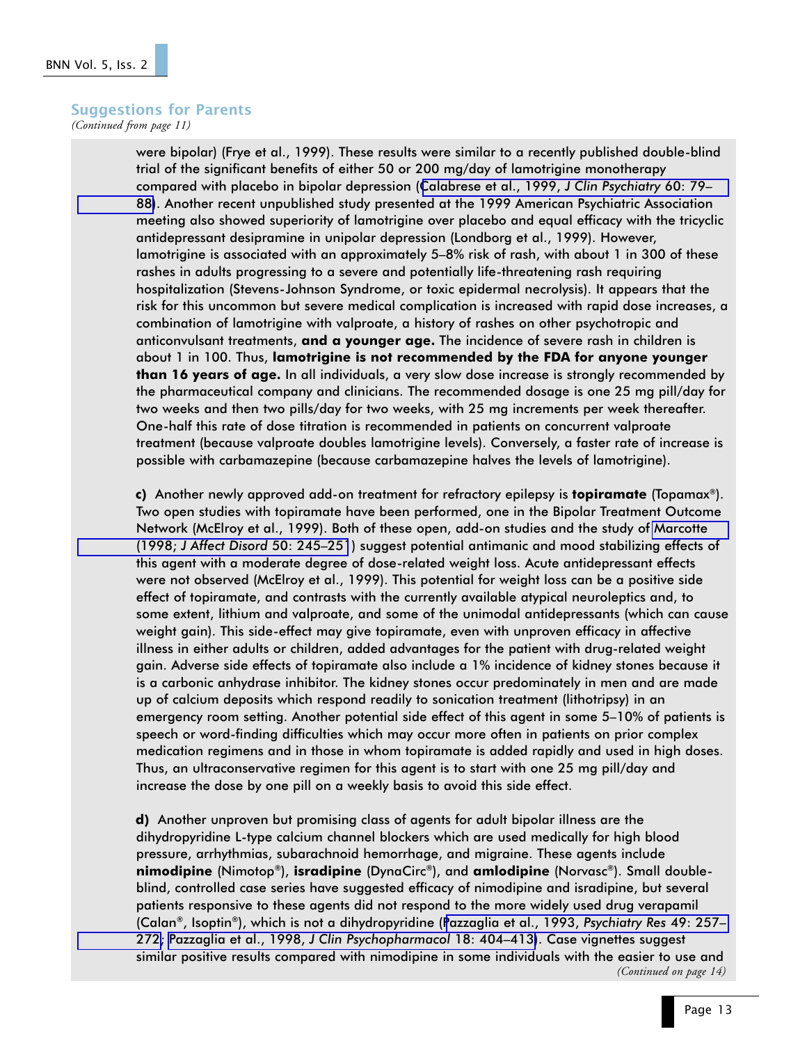## Suggestions for Parents

*(Continued from page 11)*

were bipolar) (Frye et al., 1999). These results were similar to a recently published double-blind trial of the significant benefits of either 50 or 200 mg/day of lamotrigine monotherapy compared with placebo in bipolar depression (Calabrese et al., 1999, *J Clin Psychiatry* 60: 79–88). Another recent unpublished study presented at the 1999 American Psychiatric Association meeting also showed superiority of lamotrigine over placebo and equal efficacy with the tricyclic antidepressant desipramine in unipolar depression (Londborg et al., 1999). However, lamotrigine is associated with an approximately 5–8% risk of rash, with about 1 in 300 of these rashes in adults progressing to a severe and potentially life-threatening rash requiring hospitalization (Stevens-Johnson Syndrome, or toxic epidermal necrolysis). It appears that the risk for this uncommon but severe medical complication is increased with rapid dose increases, a combination of lamotrigine with valproate, a history of rashes on other psychotropic and anticonvulsant treatments, **and a younger age.** The incidence of severe rash in children is about 1 in 100. Thus, **lamotrigine is not recommended by the FDA for anyone younger than 16 years of age.** In all individuals, a very slow dose increase is strongly recommended by the pharmaceutical company and clinicians. The recommended dosage is one 25 mg pill/day for two weeks and then two pills/day for two weeks, with 25 mg increments per week thereafter. One-half this rate of dose titration is recommended in patients on concurrent valproate treatment (because valproate doubles lamotrigine levels). Conversely, a faster rate of increase is possible with carbamazepine (because carbamazepine halves the levels of lamotrigine).

**c)** Another newly approved add-on treatment for refractory epilepsy is **topiramate** (Topamax®). Two open studies with topiramate have been performed, one in the Bipolar Treatment Outcome Network (McElroy et al., 1999). Both of these open, add-on studies and the study of Marcotte (1998; *J Affect Disord* 50: 245–251) suggest potential antimanic and mood stabilizing effects of this agent with a moderate degree of dose-related weight loss. Acute antidepressant effects were not observed (McElroy et al., 1999). This potential for weight loss can be a positive side effect of topiramate, and contrasts with the currently available atypical neuroleptics and, to some extent, lithium and valproate, and some of the unimodal antidepressants (which can cause weight gain). This side-effect may give topiramate, even with unproven efficacy in affective illness in either adults or children, added advantages for the patient with drug-related weight gain. Adverse side effects of topiramate also include a 1% incidence of kidney stones because it is a carbonic anhydrase inhibitor. The kidney stones occur predominately in men and are made up of calcium deposits which respond readily to sonication treatment (lithotripsy) in an emergency room setting. Another potential side effect of this agent in some 5–10% of patients is speech or word-finding difficulties which may occur more often in patients on prior complex medication regimens and in those in whom topiramate is added rapidly and used in high doses. Thus, an ultraconservative regimen for this agent is to start with one 25 mg pill/day and increase the dose by one pill on a weekly basis to avoid this side effect.

**d)** Another unproven but promising class of agents for adult bipolar illness are the dihydropyridine L-type calcium channel blockers which are used medically for high blood pressure, arrhythmias, subarachnoid hemorrhage, and migraine. These agents include **nimodipine** (Nimotop®), **isradipine** (DynaCirc®), and **amlodipine** (Norvasc®). Small double-blind, controlled case series have suggested efficacy of nimodipine and isradipine, but several patients responsive to these agents did not respond to the more widely used drug verapamil (Calan®, Isoptin®), which is not a dihydropyridine (Pazzaglia et al., 1993, *Psychiatry Res* 49: 257–272; Pazzaglia et al., 1998, *J Clin Psychopharmacol* 18: 404–413). Case vignettes suggest similar positive results compared with nimodipine in some individuals with the easier to use and

*(Continued on page 14)*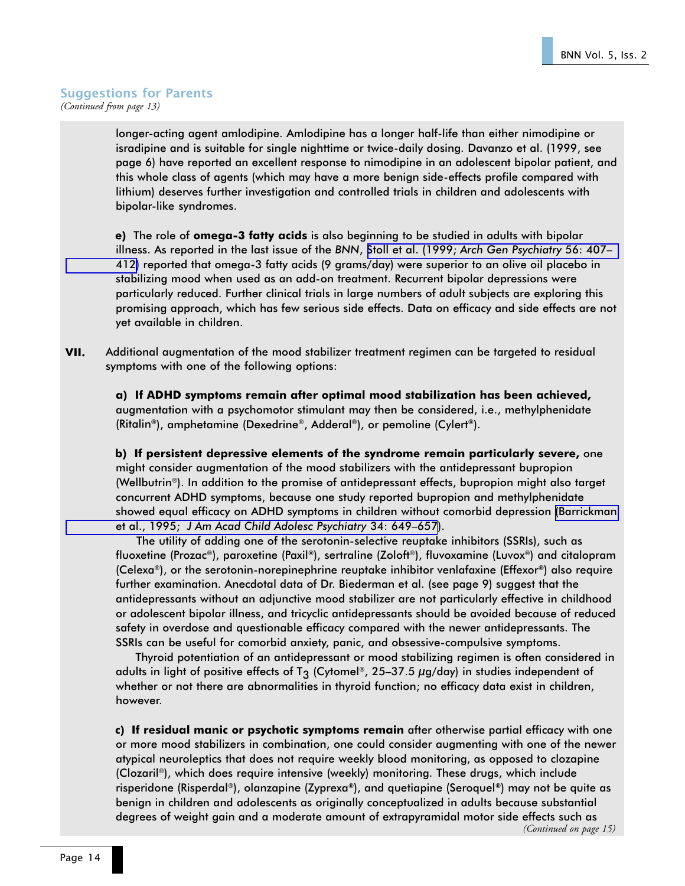## Suggestions for Parents

*(Continued from page 13)*

longer-acting agent amlodipine. Amlodipine has a longer half-life than either nimodipine or isradipine and is suitable for single nighttime or twice-daily dosing. Davanzo et al. (1999, see page 6) have reported an excellent response to nimodipine in an adolescent bipolar patient, and this whole class of agents (which may have a more benign side-effects profile compared with lithium) deserves further investigation and controlled trials in children and adolescents with bipolar-like syndromes.

**e)** The role of **omega-3 fatty acids** is also beginning to be studied in adults with bipolar illness. As reported in the last issue of the *BNN*, Stoll et al. (1999; *Arch Gen Psychiatry* 56: 407–412) reported that omega-3 fatty acids (9 grams/day) were superior to an olive oil placebo in stabilizing mood when used as an add-on treatment. Recurrent bipolar depressions were particularly reduced. Further clinical trials in large numbers of adult subjects are exploring this promising approach, which has few serious side effects. Data on efficacy and side effects are not yet available in children.

**VII.** Additional augmentation of the mood stabilizer treatment regimen can be targeted to residual symptoms with one of the following options:

**a) If ADHD symptoms remain after optimal mood stabilization has been achieved,** augmentation with a psychomotor stimulant may then be considered, i.e., methylphenidate (Ritalin®), amphetamine (Dexedrine®, Adderal®), or pemoline (Cylert®).

**b) If persistent depressive elements of the syndrome remain particularly severe,** one might consider augmentation of the mood stabilizers with the antidepressant bupropion (Wellbutrin®). In addition to the promise of antidepressant effects, bupropion might also target concurrent ADHD symptoms, because one study reported bupropion and methylphenidate showed equal efficacy on ADHD symptoms in children without comorbid depression (Barrickman et al., 1995; *J Am Acad Child Adolesc Psychiatry* 34: 649–657).

The utility of adding one of the serotonin-selective reuptake inhibitors (SSRIs), such as fluoxetine (Prozac®), paroxetine (Paxil®), sertraline (Zoloft®), fluvoxamine (Luvox®) and citalopram (Celexa®), or the serotonin-norepinephrine reuptake inhibitor venlafaxine (Effexor®) also require further examination. Anecdotal data of Dr. Biederman et al. (see page 9) suggest that the antidepressants without an adjunctive mood stabilizer are not particularly effective in childhood or adolescent bipolar illness, and tricyclic antidepressants should be avoided because of reduced safety in overdose and questionable efficacy compared with the newer antidepressants. The SSRIs can be useful for comorbid anxiety, panic, and obsessive-compulsive symptoms.

Thyroid potentiation of an antidepressant or mood stabilizing regimen is often considered in adults in light of positive effects of $T_3$ (Cytomel®, 25–37.5 µg/day) in studies independent of whether or not there are abnormalities in thyroid function; no efficacy data exist in children, however.

**c) If residual manic or psychotic symptoms remain** after otherwise partial efficacy with one or more mood stabilizers in combination, one could consider augmenting with one of the newer atypical neuroleptics that does not require weekly blood monitoring, as opposed to clozapine (Clozaril®), which does require intensive (weekly) monitoring. These drugs, which include risperidone (Risperdal®), olanzapine (Zyprexa®), and quetiapine (Seroquel®) may not be quite as benign in children and adolescents as originally conceptualized in adults because substantial degrees of weight gain and a moderate amount of extrapyramidal motor side effects such as

*(Continued on page 15)*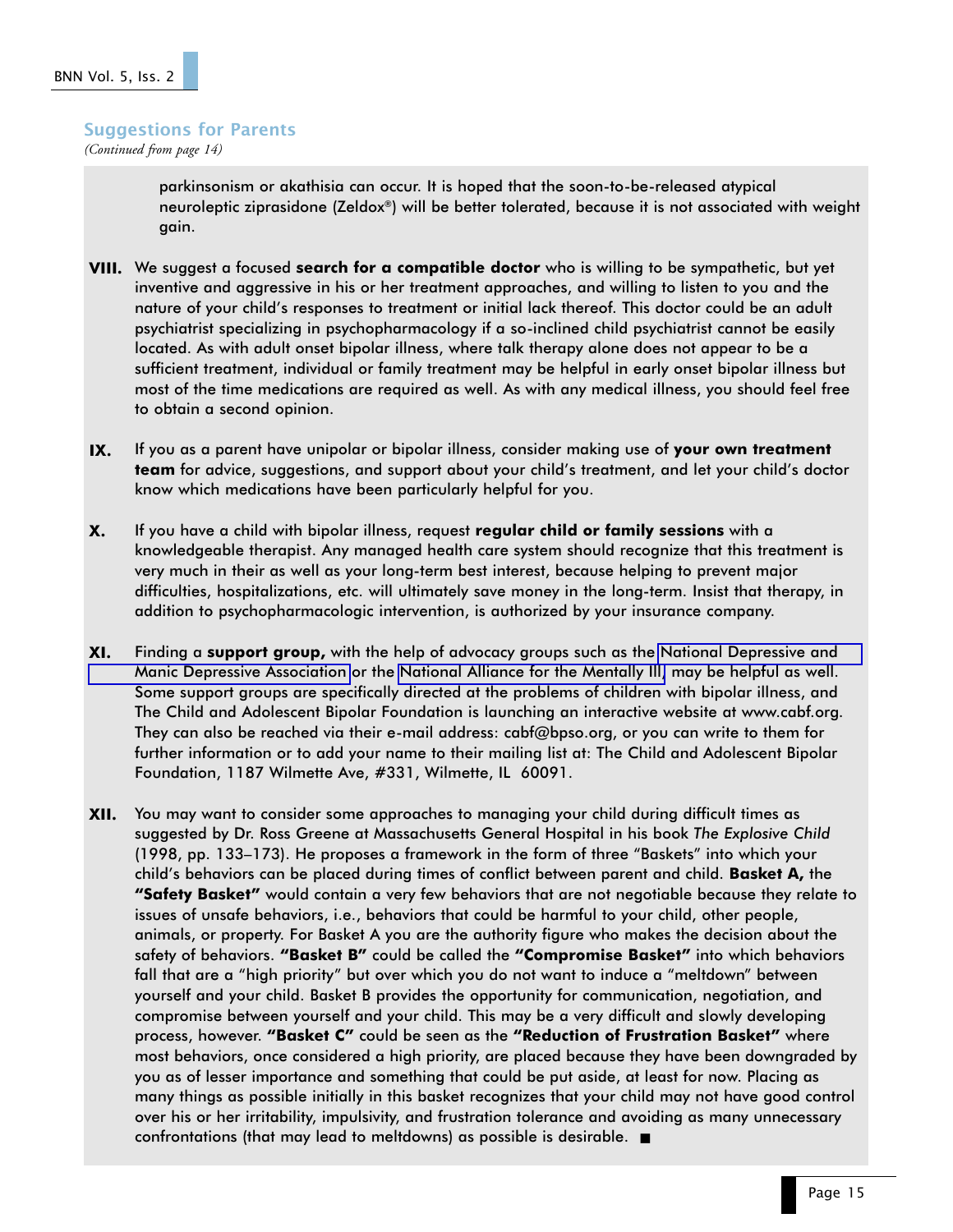## Suggestions for Parents

*(Continued from page 14)*

parkinsonism or akathisia can occur. It is hoped that the soon-to-be-released atypical neuroleptic ziprasidone (Zeldox®) will be better tolerated, because it is not associated with weight gain.

**VIII.** We suggest a focused **search for a compatible doctor** who is willing to be sympathetic, but yet inventive and aggressive in his or her treatment approaches, and willing to listen to you and the nature of your child's responses to treatment or initial lack thereof. This doctor could be an adult psychiatrist specializing in psychopharmacology if a so-inclined child psychiatrist cannot be easily located. As with adult onset bipolar illness, where talk therapy alone does not appear to be a sufficient treatment, individual or family treatment may be helpful in early onset bipolar illness but most of the time medications are required as well. As with any medical illness, you should feel free to obtain a second opinion.

**IX.** If you as a parent have unipolar or bipolar illness, consider making use of **your own treatment team** for advice, suggestions, and support about your child's treatment, and let your child's doctor know which medications have been particularly helpful for you.

**X.** If you have a child with bipolar illness, request **regular child or family sessions** with a knowledgeable therapist. Any managed health care system should recognize that this treatment is very much in their as well as your long-term best interest, because helping to prevent major difficulties, hospitalizations, etc. will ultimately save money in the long-term. Insist that therapy, in addition to psychopharmacologic intervention, is authorized by your insurance company.

**XI.** Finding a **support group,** with the help of advocacy groups such as the National Depressive and Manic Depressive Association or the National Alliance for the Mentally Ill, may be helpful as well. Some support groups are specifically directed at the problems of children with bipolar illness, and The Child and Adolescent Bipolar Foundation is launching an interactive website at www.cabf.org. They can also be reached via their e-mail address: cabf@bpso.org, or you can write to them for further information or to add your name to their mailing list at: The Child and Adolescent Bipolar Foundation, 1187 Wilmette Ave, #331, Wilmette, IL 60091.

**XII.** You may want to consider some approaches to managing your child during difficult times as suggested by Dr. Ross Greene at Massachusetts General Hospital in his book *The Explosive Child* (1998, pp. 133–173). He proposes a framework in the form of three "Baskets" into which your child's behaviors can be placed during times of conflict between parent and child. **Basket A,** the **"Safety Basket"** would contain a very few behaviors that are not negotiable because they relate to issues of unsafe behaviors, i.e., behaviors that could be harmful to your child, other people, animals, or property. For Basket A you are the authority figure who makes the decision about the safety of behaviors. **"Basket B"** could be called the **"Compromise Basket"** into which behaviors fall that are a "high priority" but over which you do not want to induce a "meltdown" between yourself and your child. Basket B provides the opportunity for communication, negotiation, and compromise between yourself and your child. This may be a very difficult and slowly developing process, however. **"Basket C"** could be seen as the **"Reduction of Frustration Basket"** where most behaviors, once considered a high priority, are placed because they have been downgraded by you as of lesser importance and something that could be put aside, at least for now. Placing as many things as possible initially in this basket recognizes that your child may not have good control over his or her irritability, impulsivity, and frustration tolerance and avoiding as many unnecessary confrontations (that may lead to meltdowns) as possible is desirable. ■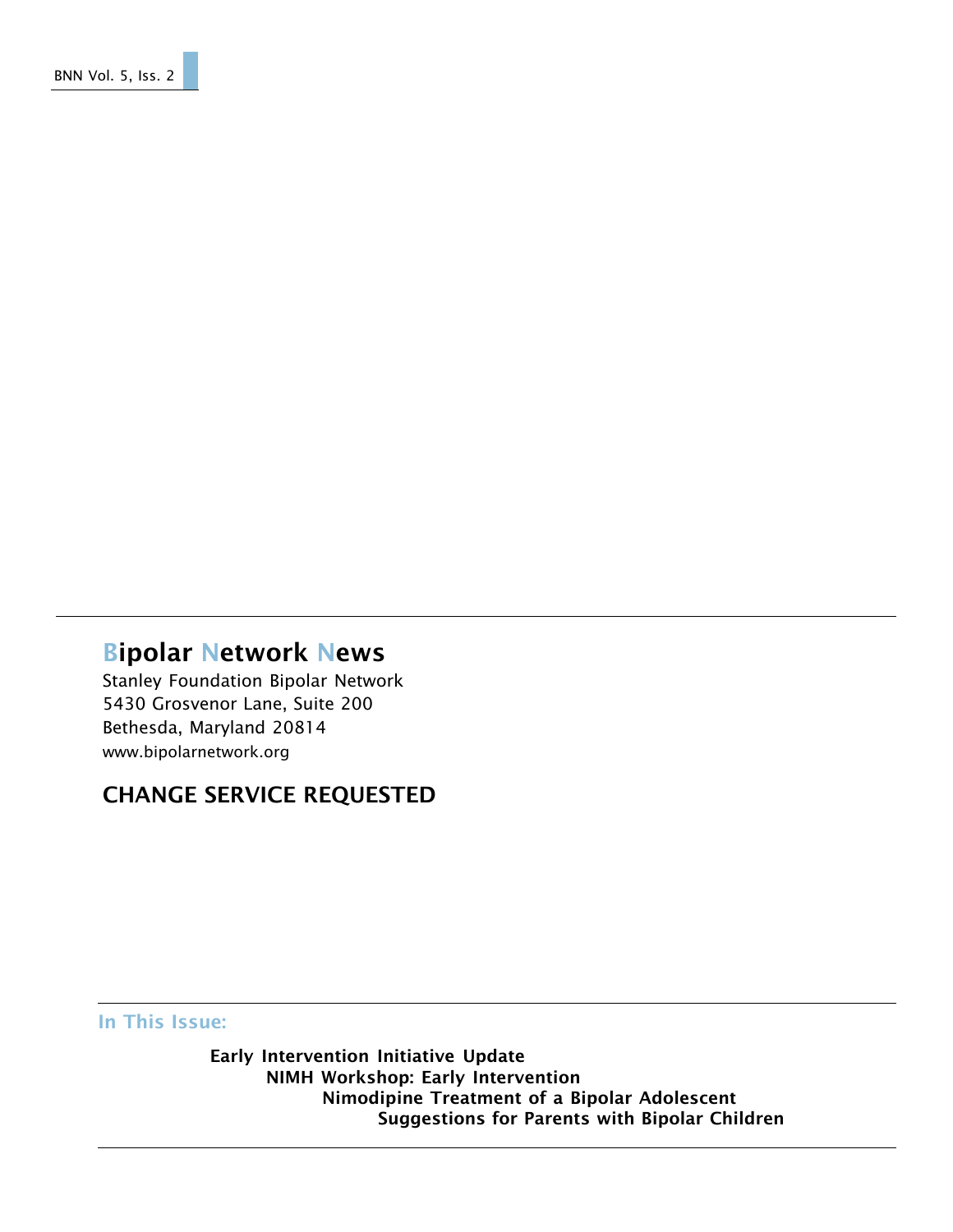## Bipolar Network News

Stanley Foundation Bipolar Network
5430 Grosvenor Lane, Suite 200
Bethesda, Maryland 20814
www.bipolarnetwork.org

**CHANGE SERVICE REQUESTED**

**In This Issue:**

**Early Intervention Initiative Update**
**NIMH Workshop: Early Intervention**
**Nimodipine Treatment of a Bipolar Adolescent**
**Suggestions for Parents with Bipolar Children**